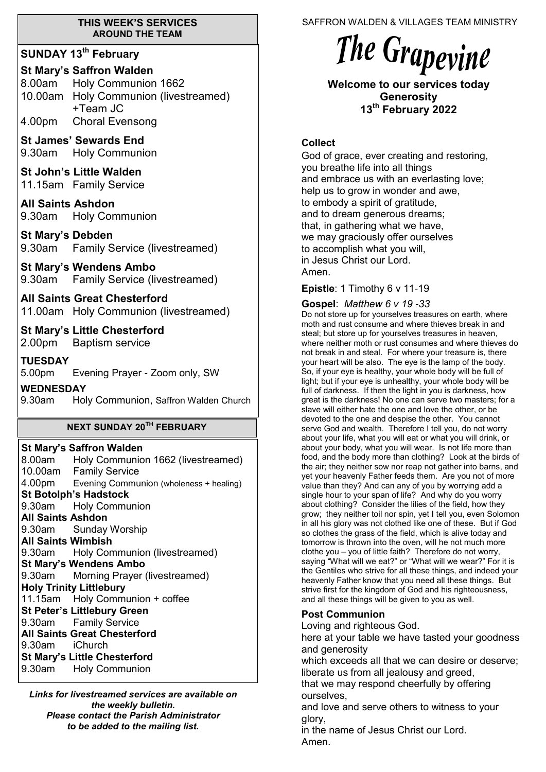# THIS WEEK'S SERVICES AROUND THE TEAM

## SUNDAY 13th February

**St Mary's Saffron Walden**
8.00am Holy Communion 1662
10.00am Holy Communion (livestreamed) +Team JC
4.00pm Choral Evensong

**St James' Sewards End**
9.30am Holy Communion

**St John's Little Walden**
11.15am Family Service

**All Saints Ashdon**
9.30am Holy Communion

**St Mary's Debden**
9.30am Family Service (livestreamed)

**St Mary's Wendens Ambo**
9.30am Family Service (livestreamed)

**All Saints Great Chesterford**
11.00am Holy Communion (livestreamed)

**St Mary's Little Chesterford**
2.00pm Baptism service

**TUESDAY**
5.00pm Evening Prayer - Zoom only, SW

**WEDNESDAY**
9.30am Holy Communion, Saffron Walden Church

## NEXT SUNDAY 20TH FEBRUARY

**St Mary's Saffron Walden**
8.00am Holy Communion 1662 (livestreamed)
10.00am Family Service
4.00pm Evening Communion (wholeness + healing)

**St Botolph's Hadstock**
9.30am Holy Communion

**All Saints Ashdon**
9.30am Sunday Worship

**All Saints Wimbish**
9.30am Holy Communion (livestreamed)

**St Mary's Wendens Ambo**
9.30am Morning Prayer (livestreamed)

**Holy Trinity Littlebury**
11.15am Holy Communion + coffee

**St Peter's Littlebury Green**
9.30am Family Service

**All Saints Great Chesterford**
9.30am iChurch

**St Mary's Little Chesterford**
9.30am Holy Communion

***Links for livestreamed services are available on the weekly bulletin. Please contact the Parish Administrator to be added to the mailing list.***

SAFFRON WALDEN & VILLAGES TEAM MINISTRY

# The Grapevine

**Welcome to our services today**
**Generosity**
**13th February 2022**

### Collect

God of grace, ever creating and restoring,
you breathe life into all things
and embrace us with an everlasting love;
help us to grow in wonder and awe,
to embody a spirit of gratitude,
and to dream generous dreams;
that, in gathering what we have,
we may graciously offer ourselves
to accomplish what you will,
in Jesus Christ our Lord.
Amen.

**Epistle**: 1 Timothy 6 v 11-19

**Gospel**: *Matthew 6 v 19 -33*

Do not store up for yourselves treasures on earth, where moth and rust consume and where thieves break in and steal; but store up for yourselves treasures in heaven, where neither moth or rust consumes and where thieves do not break in and steal. For where your treasure is, there your heart will be also. The eye is the lamp of the body. So, if your eye is healthy, your whole body will be full of light; but if your eye is unhealthy, your whole body will be full of darkness. If then the light in you is darkness, how great is the darkness! No one can serve two masters; for a slave will either hate the one and love the other, or be devoted to the one and despise the other. You cannot serve God and wealth. Therefore I tell you, do not worry about your life, what you will eat or what you will drink, or about your body, what you will wear. Is not life more than food, and the body more than clothing? Look at the birds of the air; they neither sow nor reap not gather into barns, and yet your heavenly Father feeds them. Are you not of more value than they? And can any of you by worrying add a single hour to your span of life? And why do you worry about clothing? Consider the lilies of the field, how they grow; they neither toil nor spin, yet I tell you, even Solomon in all his glory was not clothed like one of these. But if God so clothes the grass of the field, which is alive today and tomorrow is thrown into the oven, will he not much more clothe you – you of little faith? Therefore do not worry, saying "What will we eat?" or "What will we wear?" For it is the Gentiles who strive for all these things, and indeed your heavenly Father know that you need all these things. But strive first for the kingdom of God and his righteousness, and all these things will be given to you as well.

### Post Communion

Loving and righteous God.
here at your table we have tasted your goodness and generosity
which exceeds all that we can desire or deserve;
liberate us from all jealousy and greed,
that we may respond cheerfully by offering ourselves,
and love and serve others to witness to your glory,
in the name of Jesus Christ our Lord.
Amen.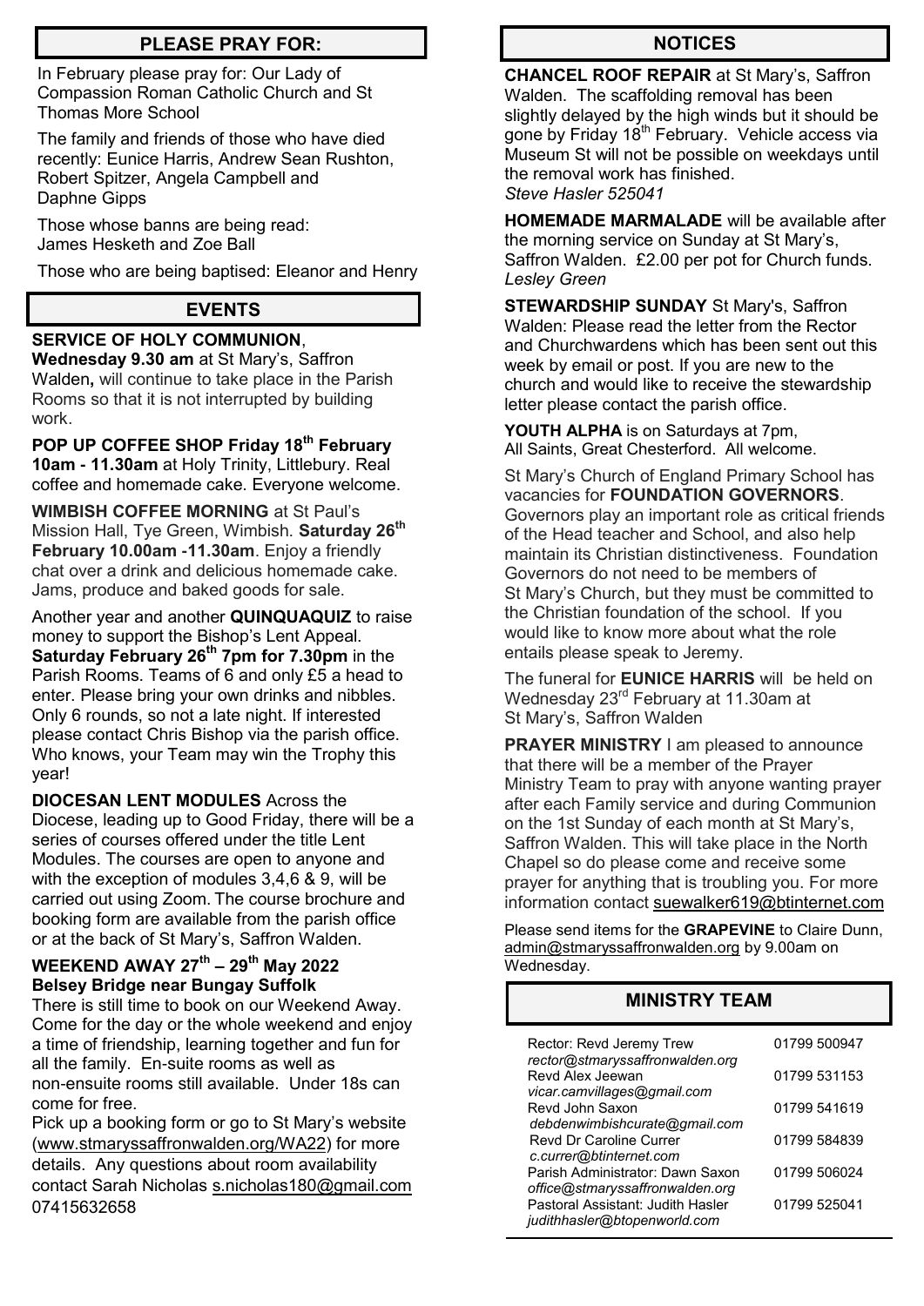## PLEASE PRAY FOR:

In February please pray for: Our Lady of Compassion Roman Catholic Church and St Thomas More School

The family and friends of those who have died recently: Eunice Harris, Andrew Sean Rushton, Robert Spitzer, Angela Campbell and Daphne Gipps

Those whose banns are being read: James Hesketh and Zoe Ball

Those who are being baptised: Eleanor and Henry

## EVENTS

**SERVICE OF HOLY COMMUNION**, **Wednesday 9.30 am** at St Mary's, Saffron Walden**,** will continue to take place in the Parish Rooms so that it is not interrupted by building work.

**POP UP COFFEE SHOP Friday 18th February 10am - 11.30am** at Holy Trinity, Littlebury. Real coffee and homemade cake. Everyone welcome.

**WIMBISH COFFEE MORNING** at St Paul's Mission Hall, Tye Green, Wimbish. **Saturday 26th February 10.00am -11.30am**. Enjoy a friendly chat over a drink and delicious homemade cake. Jams, produce and baked goods for sale.

Another year and another **QUINQUAQUIZ** to raise money to support the Bishop's Lent Appeal. **Saturday February 26th 7pm for 7.30pm** in the Parish Rooms. Teams of 6 and only £5 a head to enter. Please bring your own drinks and nibbles. Only 6 rounds, so not a late night. If interested please contact Chris Bishop via the parish office. Who knows, your Team may win the Trophy this year!

**DIOCESAN LENT MODULES** Across the Diocese, leading up to Good Friday, there will be a series of courses offered under the title Lent Modules. The courses are open to anyone and with the exception of modules 3,4,6 & 9, will be carried out using Zoom. The course brochure and booking form are available from the parish office or at the back of St Mary's, Saffron Walden.

**WEEKEND AWAY 27th – 29th May 2022**
**Belsey Bridge near Bungay Suffolk**

There is still time to book on our Weekend Away. Come for the day or the whole weekend and enjoy a time of friendship, learning together and fun for all the family. En-suite rooms as well as non-ensuite rooms still available. Under 18s can come for free.

Pick up a booking form or go to St Mary's website (www.stmaryssaffronwalden.org/WA22) for more details. Any questions about room availability contact Sarah Nicholas s.nicholas180@gmail.com 07415632658

## NOTICES

**CHANCEL ROOF REPAIR** at St Mary's, Saffron Walden. The scaffolding removal has been slightly delayed by the high winds but it should be gone by Friday 18th February. Vehicle access via Museum St will not be possible on weekdays until the removal work has finished.
*Steve Hasler 525041*

**HOMEMADE MARMALADE** will be available after the morning service on Sunday at St Mary's, Saffron Walden. £2.00 per pot for Church funds.
*Lesley Green*

**STEWARDSHIP SUNDAY** St Mary's, Saffron Walden: Please read the letter from the Rector and Churchwardens which has been sent out this week by email or post. If you are new to the church and would like to receive the stewardship letter please contact the parish office.

**YOUTH ALPHA** is on Saturdays at 7pm, All Saints, Great Chesterford. All welcome.

St Mary's Church of England Primary School has vacancies for **FOUNDATION GOVERNORS**. Governors play an important role as critical friends of the Head teacher and School, and also help maintain its Christian distinctiveness. Foundation Governors do not need to be members of St Mary's Church, but they must be committed to the Christian foundation of the school. If you would like to know more about what the role entails please speak to Jeremy.

The funeral for **EUNICE HARRIS** will be held on Wednesday 23rd February at 11.30am at St Mary's, Saffron Walden

**PRAYER MINISTRY** I am pleased to announce that there will be a member of the Prayer Ministry Team to pray with anyone wanting prayer after each Family service and during Communion on the 1st Sunday of each month at St Mary's, Saffron Walden. This will take place in the North Chapel so do please come and receive some prayer for anything that is troubling you. For more information contact suewalker619@btinternet.com

Please send items for the **GRAPEVINE** to Claire Dunn, admin@stmaryssaffronwalden.org by 9.00am on Wednesday.

## MINISTRY TEAM

| | |
|---|---|
| Rector: Revd Jeremy Trew *rector@stmaryssaffronwalden.org* | 01799 500947 |
| Revd Alex Jeewan *vicar.camvillages@gmail.com* | 01799 531153 |
| Revd John Saxon *debdenwimbishcurate@gmail.com* | 01799 541619 |
| Revd Dr Caroline Currer *c.currer@btinternet.com* | 01799 584839 |
| Parish Administrator: Dawn Saxon *office@stmaryssaffronwalden.org* | 01799 506024 |
| Pastoral Assistant: Judith Hasler *judithhasler@btopenworld.com* | 01799 525041 |